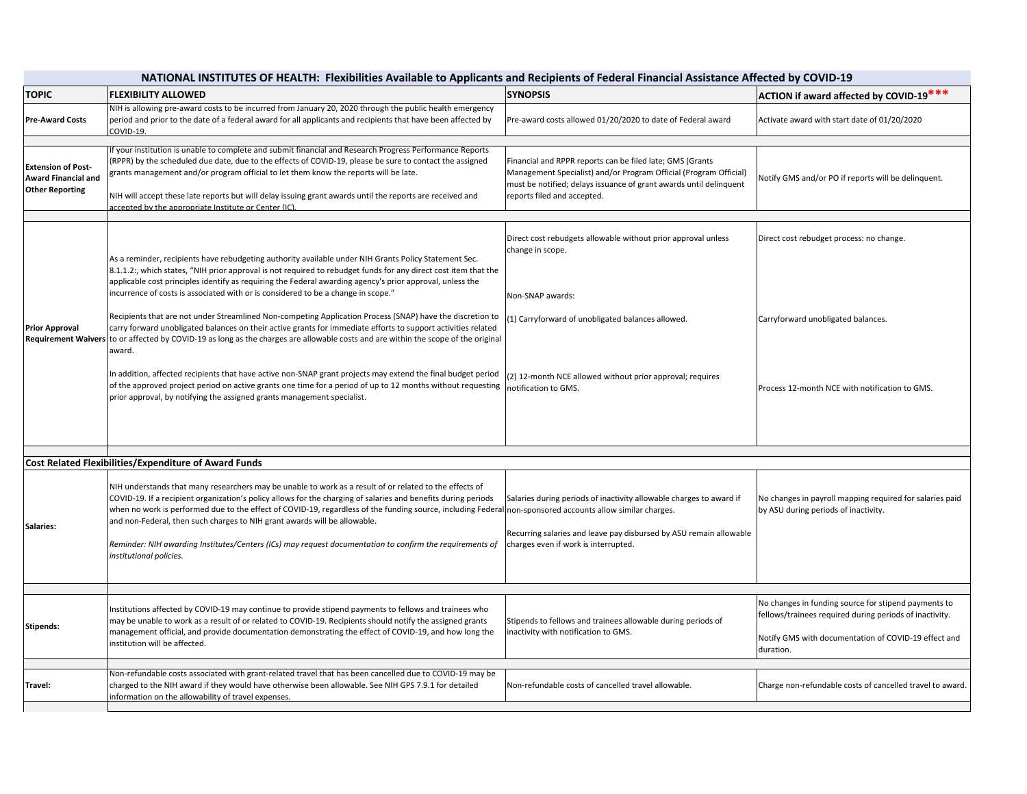## NATIONAL INSTITUTES OF HEALTH: Flexibilities Available to Applicants and Recipients of Federal Financial Assistance Affected by COVID-19

| TOPIC | FLEXIBILITY ALLOWED | SYNOPSIS | ACTION if award affected by COVID-19*** |
|---|---|---|---|
| **Pre-Award Costs** | NIH is allowing pre-award costs to be incurred from January 20, 2020 through the public health emergency period and prior to the date of a federal award for all applicants and recipients that have been affected by COVID-19. | Pre-award costs allowed 01/20/2020 to date of Federal award | Activate award with start date of 01/20/2020 |
| **Extension of Post-Award Financial and Other Reporting** | If your institution is unable to complete and submit financial and Research Progress Performance Reports (RPPR) by the scheduled due date, due to the effects of COVID-19, please be sure to contact the assigned grants management and/or program official to let them know the reports will be late.<br><br>NIH will accept these late reports but will delay issuing grant awards until the reports are received and accepted by the appropriate Institute or Center (IC). | Financial and RPPR reports can be filed late; GMS (Grants Management Specialist) and/or Program Official (Program Official) must be notified; delays issuance of grant awards until delinquent reports filed and accepted. | Notify GMS and/or PO if reports will be delinquent. |
| **Prior Approval Requirement Waivers** | As a reminder, recipients have rebudgeting authority available under NIH Grants Policy Statement Sec. 8.1.1.2:, which states, "NIH prior approval is not required to rebudget funds for any direct cost item that the applicable cost principles identify as requiring the Federal awarding agency's prior approval, unless the incurrence of costs is associated with or is considered to be a change in scope."<br><br>Recipients that are not under Streamlined Non-competing Application Process (SNAP) have the discretion to carry forward unobligated balances on their active grants for immediate efforts to support activities related to or affected by COVID-19 as long as the charges are allowable costs and are within the scope of the original award.<br><br>In addition, affected recipients that have active non-SNAP grant projects may extend the final budget period of the approved project period on active grants one time for a period of up to 12 months without requesting prior approval, by notifying the assigned grants management specialist. | Direct cost rebudgets allowable without prior approval unless change in scope.<br><br>Non-SNAP awards:<br><br>(1) Carryforward of unobligated balances allowed.<br><br>(2) 12-month NCE allowed without prior approval; requires notification to GMS. | Direct cost rebudget process: no change.<br><br>Carryforward unobligated balances.<br><br>Process 12-month NCE with notification to GMS. |
| **Cost Related Flexibilities/Expenditure of Award Funds** | | | |
| **Salaries:** | NIH understands that many researchers may be unable to work as a result of or related to the effects of COVID-19. If a recipient organization's policy allows for the charging of salaries and benefits during periods when no work is performed due to the effect of COVID-19, regardless of the funding source, including Federal and non-Federal, then such charges to NIH grant awards will be allowable.<br><br>*Reminder: NIH awarding Institutes/Centers (ICs) may request documentation to confirm the requirements of institutional policies.* | Salaries during periods of inactivity allowable charges to award if non-sponsored accounts allow similar charges.<br><br>Recurring salaries and leave pay disbursed by ASU remain allowable charges even if work is interrupted. | No changes in payroll mapping required for salaries paid by ASU during periods of inactivity. |
| **Stipends:** | Institutions affected by COVID-19 may continue to provide stipend payments to fellows and trainees who may be unable to work as a result of or related to COVID-19. Recipients should notify the assigned grants management official, and provide documentation demonstrating the effect of COVID-19, and how long the institution will be affected. | Stipends to fellows and trainees allowable during periods of inactivity with notification to GMS. | No changes in funding source for stipend payments to fellows/trainees required during periods of inactivity.<br><br>Notify GMS with documentation of COVID-19 effect and duration. |
| **Travel:** | Non-refundable costs associated with grant-related travel that has been cancelled due to COVID-19 may be charged to the NIH award if they would have otherwise been allowable. See NIH GPS 7.9.1 for detailed information on the allowability of travel expenses. | Non-refundable costs of cancelled travel allowable. | Charge non-refundable costs of cancelled travel to award. |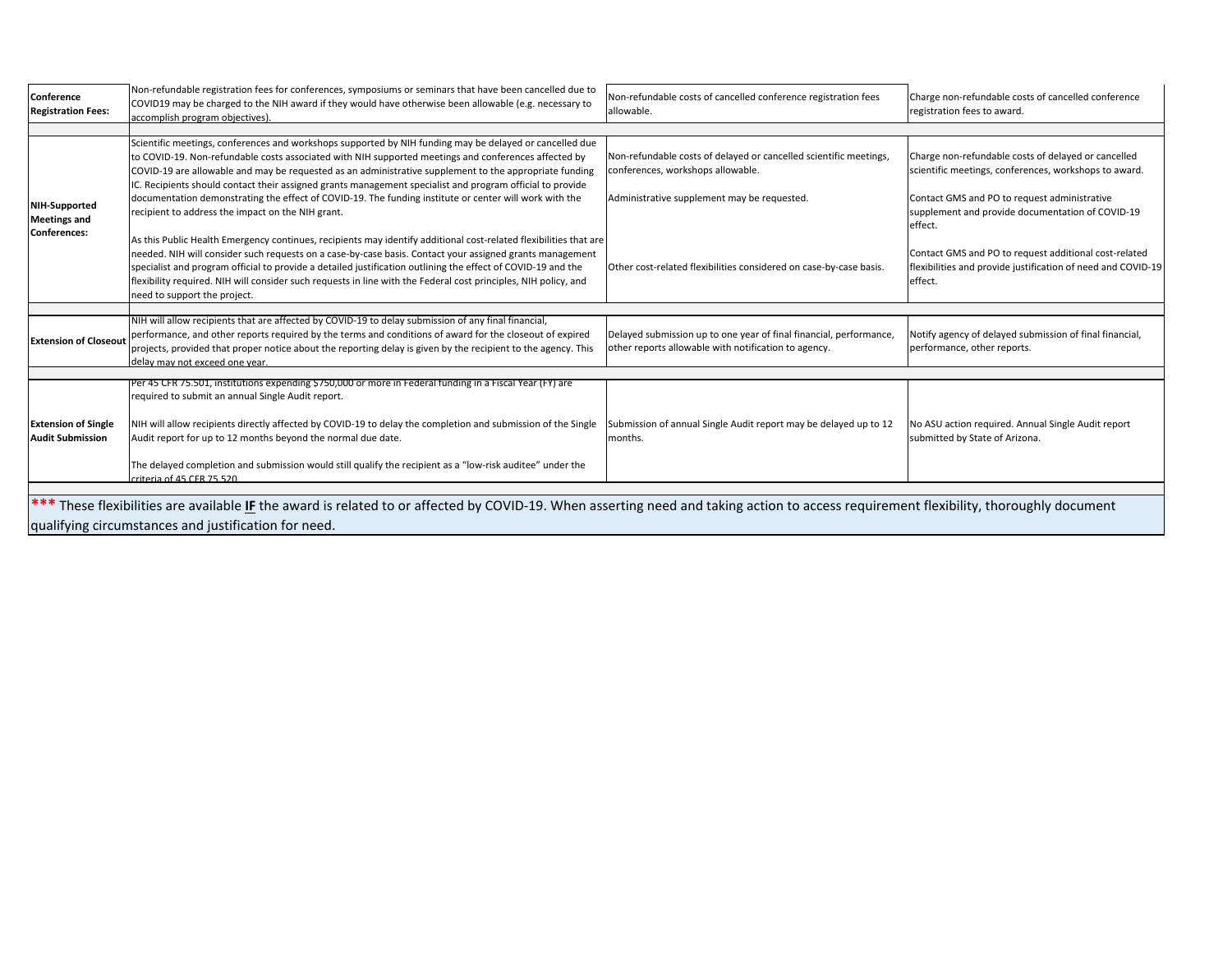| | | | |
|---|---|---|---|
| **Conference Registration Fees:** | Non-refundable registration fees for conferences, symposiums or seminars that have been cancelled due to COVID19 may be charged to the NIH award if they would have otherwise been allowable (e.g. necessary to accomplish program objectives). | Non-refundable costs of cancelled conference registration fees allowable. | Charge non-refundable costs of cancelled conference registration fees to award. |
| **NIH-Supported Meetings and Conferences:** | Scientific meetings, conferences and workshops supported by NIH funding may be delayed or cancelled due to COVID-19. Non-refundable costs associated with NIH supported meetings and conferences affected by COVID-19 are allowable and may be requested as an administrative supplement to the appropriate funding IC. Recipients should contact their assigned grants management specialist and program official to provide documentation demonstrating the effect of COVID-19. The funding institute or center will work with the recipient to address the impact on the NIH grant.<br><br>As this Public Health Emergency continues, recipients may identify additional cost-related flexibilities that are needed. NIH will consider such requests on a case-by-case basis. Contact your assigned grants management specialist and program official to provide a detailed justification outlining the effect of COVID-19 and the flexibility required. NIH will consider such requests in line with the Federal cost principles, NIH policy, and need to support the project. | Non-refundable costs of delayed or cancelled scientific meetings, conferences, workshops allowable.<br><br>Administrative supplement may be requested.<br><br>Other cost-related flexibilities considered on case-by-case basis. | Charge non-refundable costs of delayed or cancelled scientific meetings, conferences, workshops to award.<br><br>Contact GMS and PO to request administrative supplement and provide documentation of COVID-19 effect.<br><br>Contact GMS and PO to request additional cost-related flexibilities and provide justification of need and COVID-19 effect. |
| **Extension of Closeout** | NIH will allow recipients that are affected by COVID-19 to delay submission of any final financial, performance, and other reports required by the terms and conditions of award for the closeout of expired projects, provided that proper notice about the reporting delay is given by the recipient to the agency. This delay may not exceed one year. | Delayed submission up to one year of final financial, performance, other reports allowable with notification to agency. | Notify agency of delayed submission of final financial, performance, other reports. |
| **Extension of Single Audit Submission** | Per 45 CFR 75.501, institutions expending $750,000 or more in Federal funding in a Fiscal Year (FY) are required to submit an annual Single Audit report.<br><br>NIH will allow recipients directly affected by COVID-19 to delay the completion and submission of the Single Audit report for up to 12 months beyond the normal due date.<br><br>The delayed completion and submission would still qualify the recipient as a "low-risk auditee" under the criteria of 45 CFR 75.520. | Submission of annual Single Audit report may be delayed up to 12 months. | No ASU action required. Annual Single Audit report submitted by State of Arizona. |

*** These flexibilities are available **IF** the award is related to or affected by COVID-19. When asserting need and taking action to access requirement flexibility, thoroughly document qualifying circumstances and justification for need.